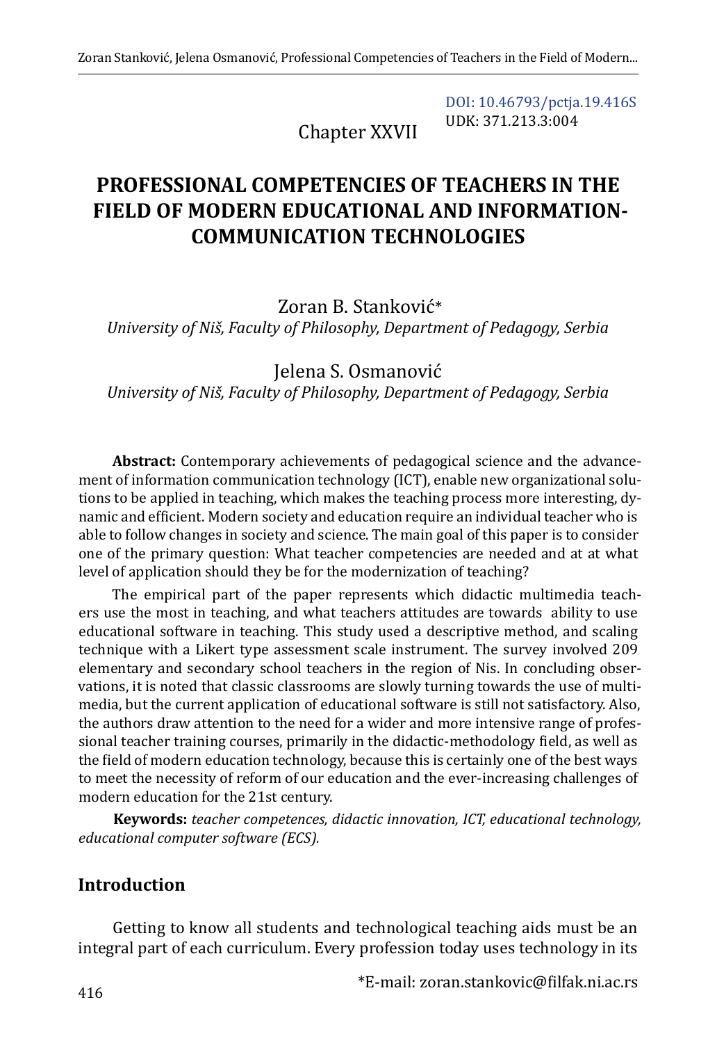DOI: 10.46793/pctja.19.416S
UDK: 371.213.3:004

Chapter XXVII

# PROFESSIONAL COMPETENCIES OF TEACHERS IN THE FIELD OF MODERN EDUCATIONAL AND INFORMATION-COMMUNICATION TECHNOLOGIES

Zoran B. Stanković*
*University of Niš, Faculty of Philosophy, Department of Pedagogy, Serbia*

Jelena S. Osmanović
*University of Niš, Faculty of Philosophy, Department of Pedagogy, Serbia*

**Abstract:** Contemporary achievements of pedagogical science and the advancement of information communication technology (ICT), enable new organizational solutions to be applied in teaching, which makes the teaching process more interesting, dynamic and efficient. Modern society and education require an individual teacher who is able to follow changes in society and science. The main goal of this paper is to consider one of the primary question: What teacher competencies are needed and at at what level of application should they be for the modernization of teaching?

The empirical part of the paper represents which didactic multimedia teachers use the most in teaching, and what teachers attitudes are towards ability to use educational software in teaching. This study used a descriptive method, and scaling technique with a Likert type assessment scale instrument. The survey involved 209 elementary and secondary school teachers in the region of Nis. In concluding observations, it is noted that classic classrooms are slowly turning towards the use of multimedia, but the current application of educational software is still not satisfactory. Also, the authors draw attention to the need for a wider and more intensive range of professional teacher training courses, primarily in the didactic-methodology field, as well as the field of modern education technology, because this is certainly one of the best ways to meet the necessity of reform of our education and the ever-increasing challenges of modern education for the 21st century.

**Keywords:** *teacher competences, didactic innovation, ICT, educational technology, educational computer software (ECS).*

## Introduction

Getting to know all students and technological teaching aids must be an integral part of each curriculum. Every profession today uses technology in its

*E-mail: zoran.stankovic@filfak.ni.ac.rs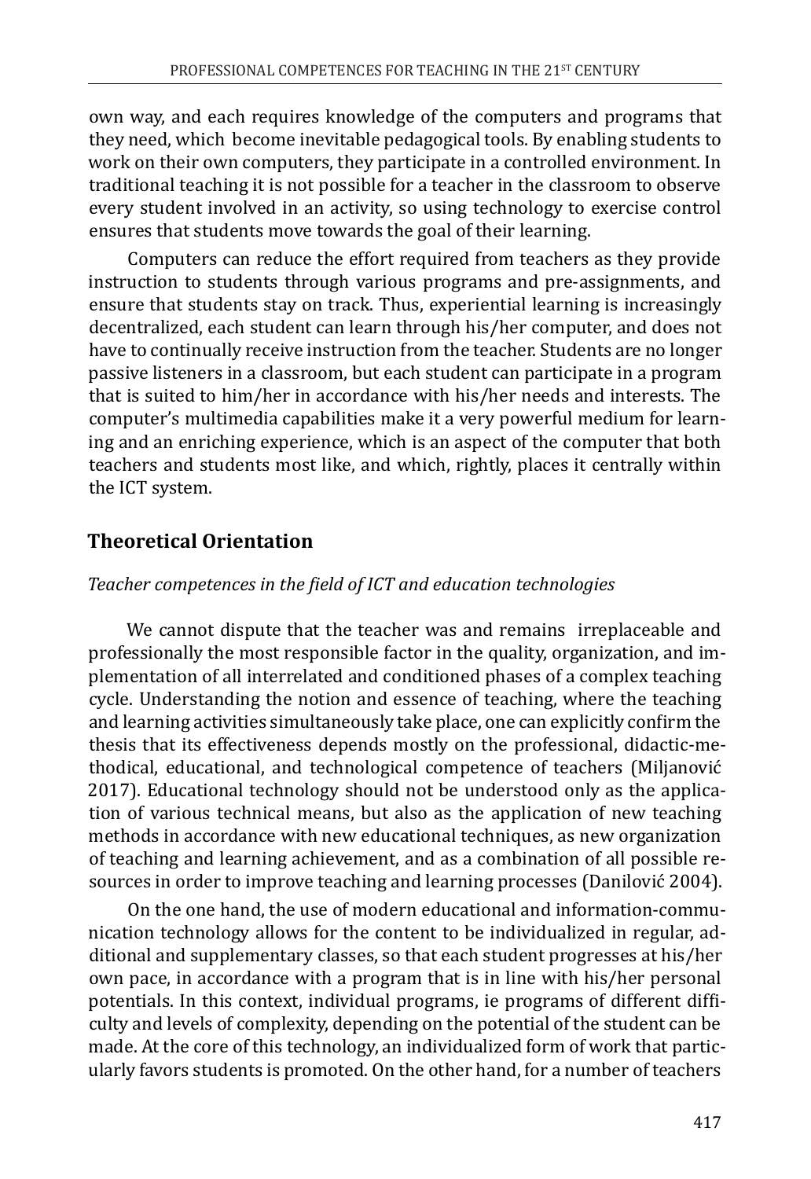own way, and each requires knowledge of the computers and programs that they need, which become inevitable pedagogical tools. By enabling students to work on their own computers, they participate in a controlled environment. In traditional teaching it is not possible for a teacher in the classroom to observe every student involved in an activity, so using technology to exercise control ensures that students move towards the goal of their learning.

Computers can reduce the effort required from teachers as they provide instruction to students through various programs and pre-assignments, and ensure that students stay on track. Thus, experiential learning is increasingly decentralized, each student can learn through his/her computer, and does not have to continually receive instruction from the teacher. Students are no longer passive listeners in a classroom, but each student can participate in a program that is suited to him/her in accordance with his/her needs and interests. The computer's multimedia capabilities make it a very powerful medium for learning and an enriching experience, which is an aspect of the computer that both teachers and students most like, and which, rightly, places it centrally within the ICT system.

## Theoretical Orientation

*Teacher competences in the field of ICT and education technologies*

We cannot dispute that the teacher was and remains irreplaceable and professionally the most responsible factor in the quality, organization, and implementation of all interrelated and conditioned phases of a complex teaching cycle. Understanding the notion and essence of teaching, where the teaching and learning activities simultaneously take place, one can explicitly confirm the thesis that its effectiveness depends mostly on the professional, didactic-methodical, educational, and technological competence of teachers (Miljanović 2017). Educational technology should not be understood only as the application of various technical means, but also as the application of new teaching methods in accordance with new educational techniques, as new organization of teaching and learning achievement, and as a combination of all possible resources in order to improve teaching and learning processes (Danilović 2004).

On the one hand, the use of modern educational and information-communication technology allows for the content to be individualized in regular, additional and supplementary classes, so that each student progresses at his/her own pace, in accordance with a program that is in line with his/her personal potentials. In this context, individual programs, ie programs of different difficulty and levels of complexity, depending on the potential of the student can be made. At the core of this technology, an individualized form of work that particularly favors students is promoted. On the other hand, for a number of teachers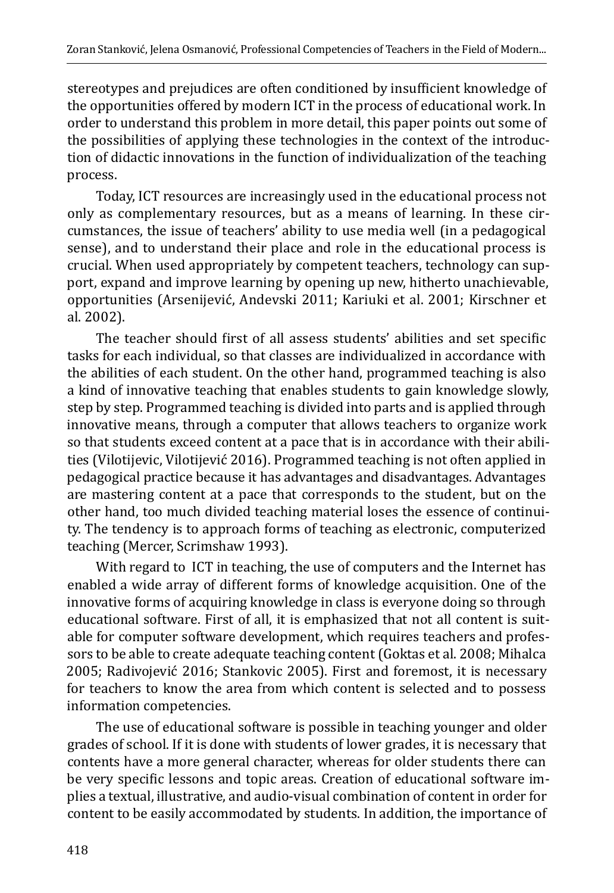stereotypes and prejudices are often conditioned by insufficient knowledge of the opportunities offered by modern ICT in the process of educational work. In order to understand this problem in more detail, this paper points out some of the possibilities of applying these technologies in the context of the introduction of didactic innovations in the function of individualization of the teaching process.

Today, ICT resources are increasingly used in the educational process not only as complementary resources, but as a means of learning. In these circumstances, the issue of teachers' ability to use media well (in a pedagogical sense), and to understand their place and role in the educational process is crucial. When used appropriately by competent teachers, technology can support, expand and improve learning by opening up new, hitherto unachievable, opportunities (Arsenijević, Andevski 2011; Kariuki et al. 2001; Kirschner et al. 2002).

The teacher should first of all assess students' abilities and set specific tasks for each individual, so that classes are individualized in accordance with the abilities of each student. On the other hand, programmed teaching is also a kind of innovative teaching that enables students to gain knowledge slowly, step by step. Programmed teaching is divided into parts and is applied through innovative means, through a computer that allows teachers to organize work so that students exceed content at a pace that is in accordance with their abilities (Vilotijevic, Vilotijević 2016). Programmed teaching is not often applied in pedagogical practice because it has advantages and disadvantages. Advantages are mastering content at a pace that corresponds to the student, but on the other hand, too much divided teaching material loses the essence of continuity. The tendency is to approach forms of teaching as electronic, computerized teaching (Mercer, Scrimshaw 1993).

With regard to ICT in teaching, the use of computers and the Internet has enabled a wide array of different forms of knowledge acquisition. One of the innovative forms of acquiring knowledge in class is everyone doing so through educational software. First of all, it is emphasized that not all content is suitable for computer software development, which requires teachers and professors to be able to create adequate teaching content (Goktas et al. 2008; Mihalca 2005; Radivojević 2016; Stankovic 2005). First and foremost, it is necessary for teachers to know the area from which content is selected and to possess information competencies.

The use of educational software is possible in teaching younger and older grades of school. If it is done with students of lower grades, it is necessary that contents have a more general character, whereas for older students there can be very specific lessons and topic areas. Creation of educational software implies a textual, illustrative, and audio-visual combination of content in order for content to be easily accommodated by students. In addition, the importance of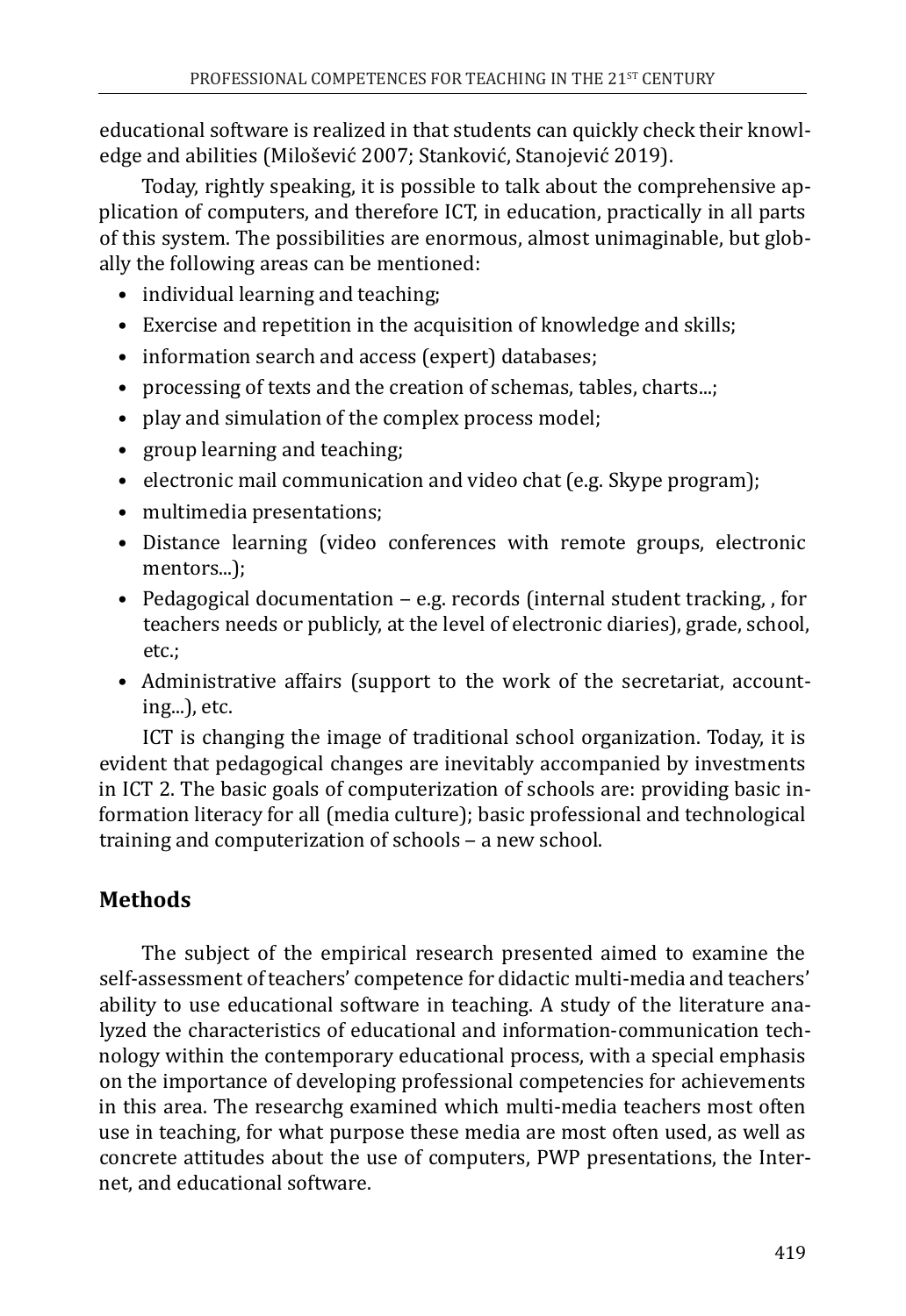educational software is realized in that students can quickly check their knowledge and abilities (Milošević 2007; Stanković, Stanojević 2019).

Today, rightly speaking, it is possible to talk about the comprehensive application of computers, and therefore ICT, in education, practically in all parts of this system. The possibilities are enormous, almost unimaginable, but globally the following areas can be mentioned:

- individual learning and teaching;
- Exercise and repetition in the acquisition of knowledge and skills;
- information search and access (expert) databases;
- processing of texts and the creation of schemas, tables, charts...;
- play and simulation of the complex process model;
- group learning and teaching;
- electronic mail communication and video chat (e.g. Skype program);
- multimedia presentations;
- Distance learning (video conferences with remote groups, electronic mentors...);
- Pedagogical documentation – e.g. records (internal student tracking, , for teachers needs or publicly, at the level of electronic diaries), grade, school, etc.;
- Administrative affairs (support to the work of the secretariat, accounting...), etc.

ICT is changing the image of traditional school organization. Today, it is evident that pedagogical changes are inevitably accompanied by investments in ICT 2. The basic goals of computerization of schools are: providing basic information literacy for all (media culture); basic professional and technological training and computerization of schools – a new school.

## Methods

The subject of the empirical research presented aimed to examine the self-assessment of teachers' competence for didactic multi-media and teachers' ability to use educational software in teaching. A study of the literature analyzed the characteristics of educational and information-communication technology within the contemporary educational process, with a special emphasis on the importance of developing professional competencies for achievements in this area. The researchg examined which multi-media teachers most often use in teaching, for what purpose these media are most often used, as well as concrete attitudes about the use of computers, PWP presentations, the Internet, and educational software.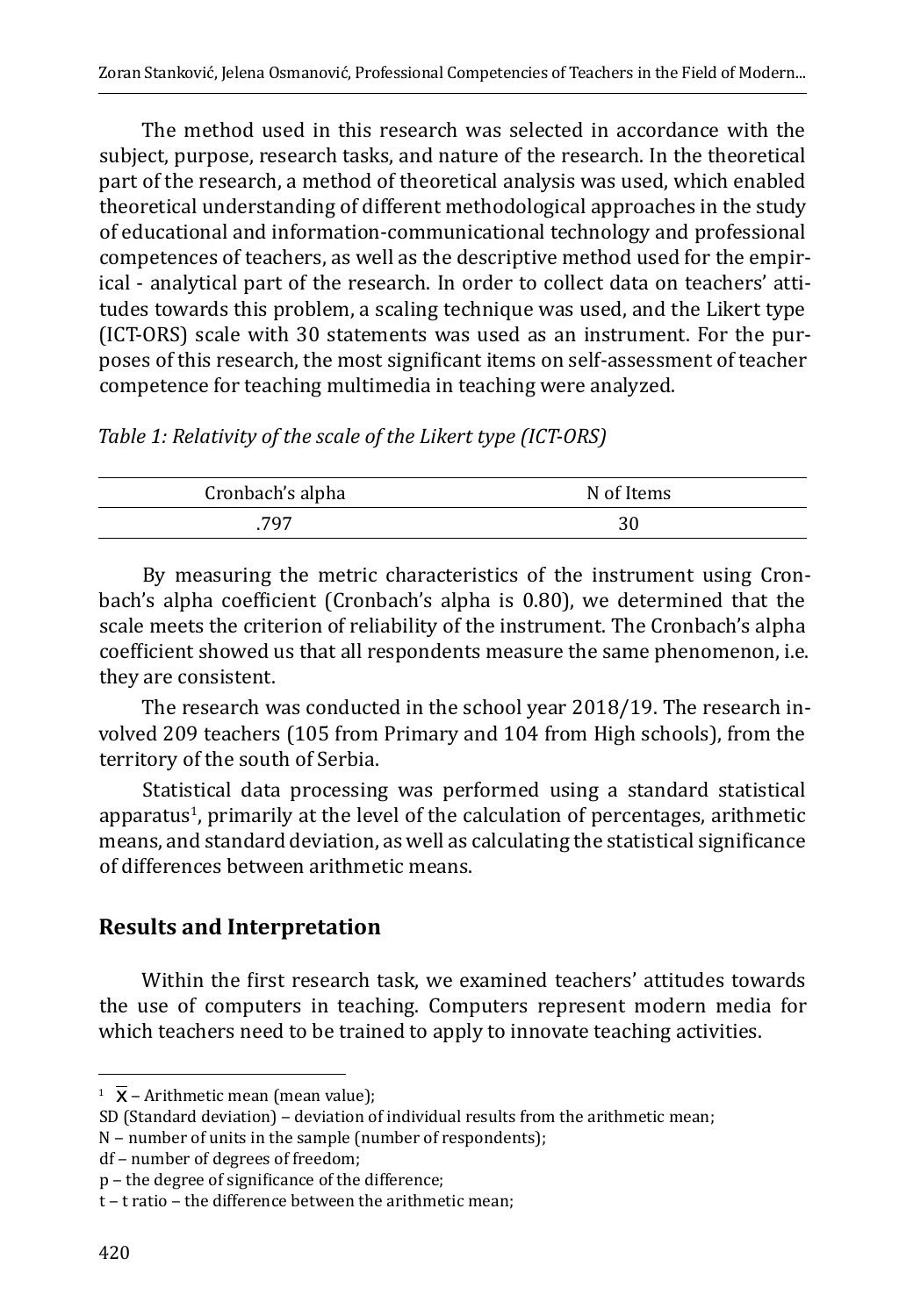The method used in this research was selected in accordance with the subject, purpose, research tasks, and nature of the research. In the theoretical part of the research, a method of theoretical analysis was used, which enabled theoretical understanding of different methodological approaches in the study of educational and information-communicational technology and professional competences of teachers, as well as the descriptive method used for the empirical - analytical part of the research. In order to collect data on teachers' attitudes towards this problem, a scaling technique was used, and the Likert type (ICT-ORS) scale with 30 statements was used as an instrument. For the purposes of this research, the most significant items on self-assessment of teacher competence for teaching multimedia in teaching were analyzed.

*Table 1: Relativity of the scale of the Likert type (ICT-ORS)*

| Cronbach's alpha | N of Items |
|---|---|
| .797 | 30 |

By measuring the metric characteristics of the instrument using Cronbach's alpha coefficient (Cronbach's alpha is 0.80), we determined that the scale meets the criterion of reliability of the instrument. The Cronbach's alpha coefficient showed us that all respondents measure the same phenomenon, i.e. they are consistent.

The research was conducted in the school year 2018/19. The research involved 209 teachers (105 from Primary and 104 from High schools), from the territory of the south of Serbia.

Statistical data processing was performed using a standard statistical apparatus[1], primarily at the level of the calculation of percentages, arithmetic means, and standard deviation, as well as calculating the statistical significance of differences between arithmetic means.

## Results and Interpretation

Within the first research task, we examined teachers' attitudes towards the use of computers in teaching. Computers represent modern media for which teachers need to be trained to apply to innovate teaching activities.

---

[1] $\overline{X}$ – Arithmetic mean (mean value);
SD (Standard deviation) – deviation of individual results from the arithmetic mean;
N – number of units in the sample (number of respondents);
df – number of degrees of freedom;
p – the degree of significance of the difference;
t – t ratio – the difference between the arithmetic mean;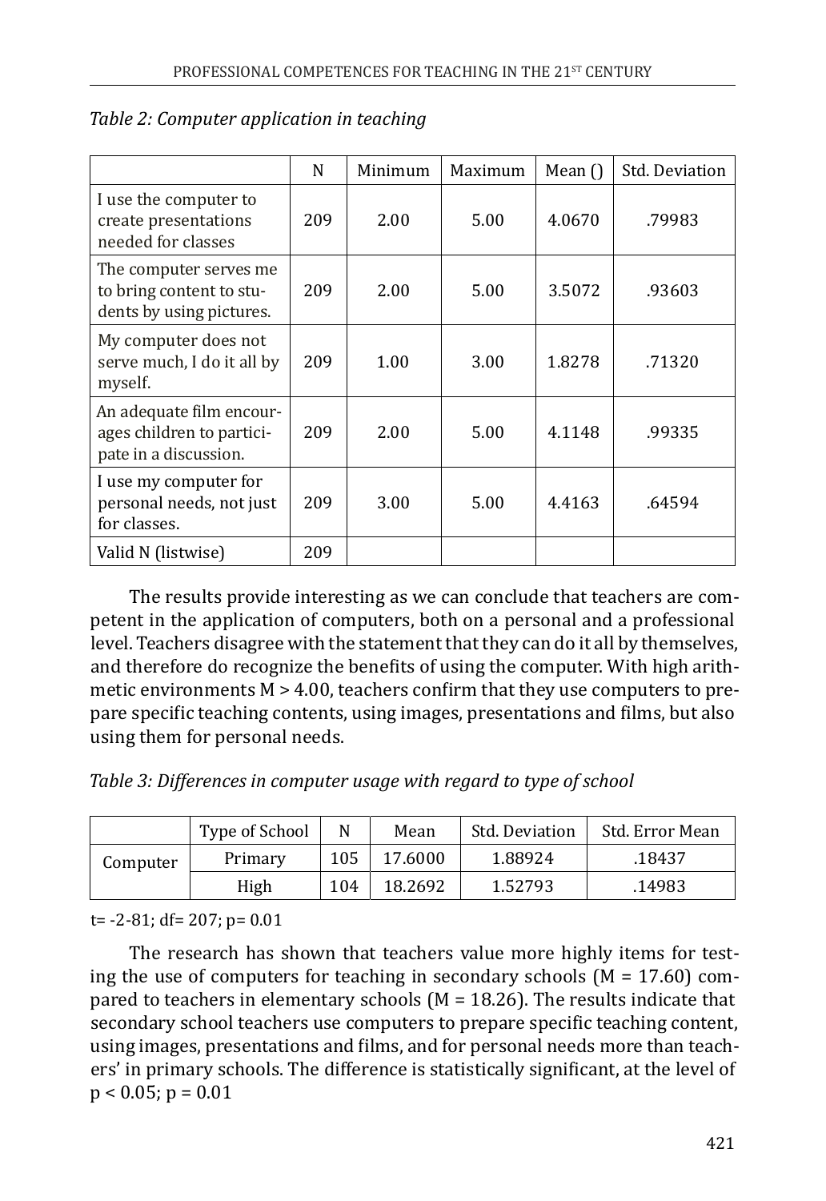*Table 2: Computer application in teaching*

| | N | Minimum | Maximum | Mean () | Std. Deviation |
|---|---|---|---|---|---|
| I use the computer to create presentations needed for classes | 209 | 2.00 | 5.00 | 4.0670 | .79983 |
| The computer serves me to bring content to students by using pictures. | 209 | 2.00 | 5.00 | 3.5072 | .93603 |
| My computer does not serve much, I do it all by myself. | 209 | 1.00 | 3.00 | 1.8278 | .71320 |
| An adequate film encourages children to participate in a discussion. | 209 | 2.00 | 5.00 | 4.1148 | .99335 |
| I use my computer for personal needs, not just for classes. | 209 | 3.00 | 5.00 | 4.4163 | .64594 |
| Valid N (listwise) | 209 | | | | |

The results provide interesting as we can conclude that teachers are competent in the application of computers, both on a personal and a professional level. Teachers disagree with the statement that they can do it all by themselves, and therefore do recognize the benefits of using the computer. With high arithmetic environments $M > 4.00$, teachers confirm that they use computers to prepare specific teaching contents, using images, presentations and films, but also using them for personal needs.

*Table 3: Differences in computer usage with regard to type of school*

| | Type of School | N | Mean | Std. Deviation | Std. Error Mean |
|---|---|---|---|---|---|
| Computer | Primary | 105 | 17.6000 | 1.88924 | .18437 |
| | High | 104 | 18.2692 | 1.52793 | .14983 |

t= -2-81; df= 207; p= 0.01

The research has shown that teachers value more highly items for testing the use of computers for teaching in secondary schools ($M = 17.60$) compared to teachers in elementary schools ($M = 18.26$). The results indicate that secondary school teachers use computers to prepare specific teaching content, using images, presentations and films, and for personal needs more than teachers' in primary schools. The difference is statistically significant, at the level of $p < 0.05$; $p = 0.01$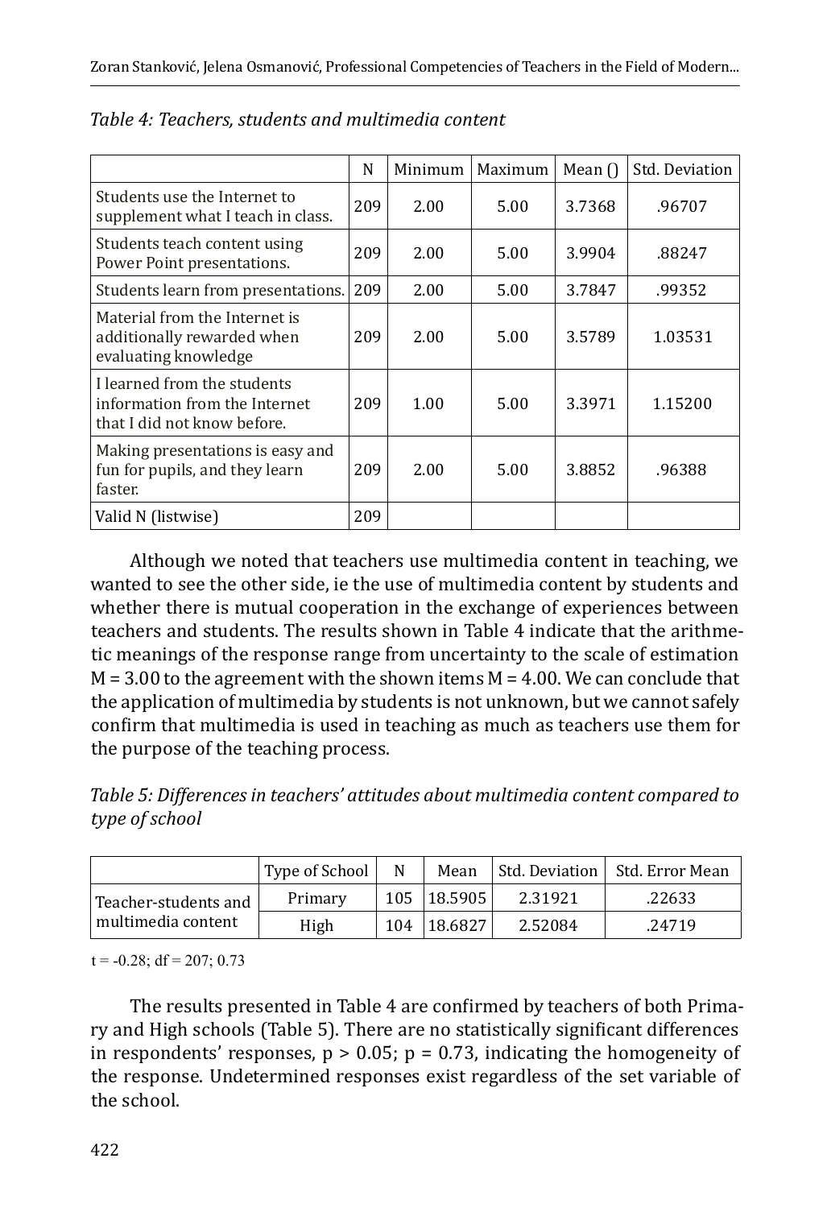*Table 4: Teachers, students and multimedia content*

| | N | Minimum | Maximum | Mean () | Std. Deviation |
|---|---|---|---|---|---|
| Students use the Internet to supplement what I teach in class. | 209 | 2.00 | 5.00 | 3.7368 | .96707 |
| Students teach content using Power Point presentations. | 209 | 2.00 | 5.00 | 3.9904 | .88247 |
| Students learn from presentations. | 209 | 2.00 | 5.00 | 3.7847 | .99352 |
| Material from the Internet is additionally rewarded when evaluating knowledge | 209 | 2.00 | 5.00 | 3.5789 | 1.03531 |
| I learned from the students information from the Internet that I did not know before. | 209 | 1.00 | 5.00 | 3.3971 | 1.15200 |
| Making presentations is easy and fun for pupils, and they learn faster. | 209 | 2.00 | 5.00 | 3.8852 | .96388 |
| Valid N (listwise) | 209 | | | | |

Although we noted that teachers use multimedia content in teaching, we wanted to see the other side, ie the use of multimedia content by students and whether there is mutual cooperation in the exchange of experiences between teachers and students. The results shown in Table 4 indicate that the arithmetic meanings of the response range from uncertainty to the scale of estimation M = 3.00 to the agreement with the shown items M = 4.00. We can conclude that the application of multimedia by students is not unknown, but we cannot safely confirm that multimedia is used in teaching as much as teachers use them for the purpose of the teaching process.

*Table 5: Differences in teachers' attitudes about multimedia content compared to type of school*

| | Type of School | N | Mean | Std. Deviation | Std. Error Mean |
|---|---|---|---|---|---|
| Teacher-students and multimedia content | Primary | 105 | 18.5905 | 2.31921 | .22633 |
| | High | 104 | 18.6827 | 2.52084 | .24719 |

$t = -0.28$; $df = 207$; 0.73

The results presented in Table 4 are confirmed by teachers of both Primary and High schools (Table 5). There are no statistically significant differences in respondents' responses, $p > 0.05$; $p = 0.73$, indicating the homogeneity of the response. Undetermined responses exist regardless of the set variable of the school.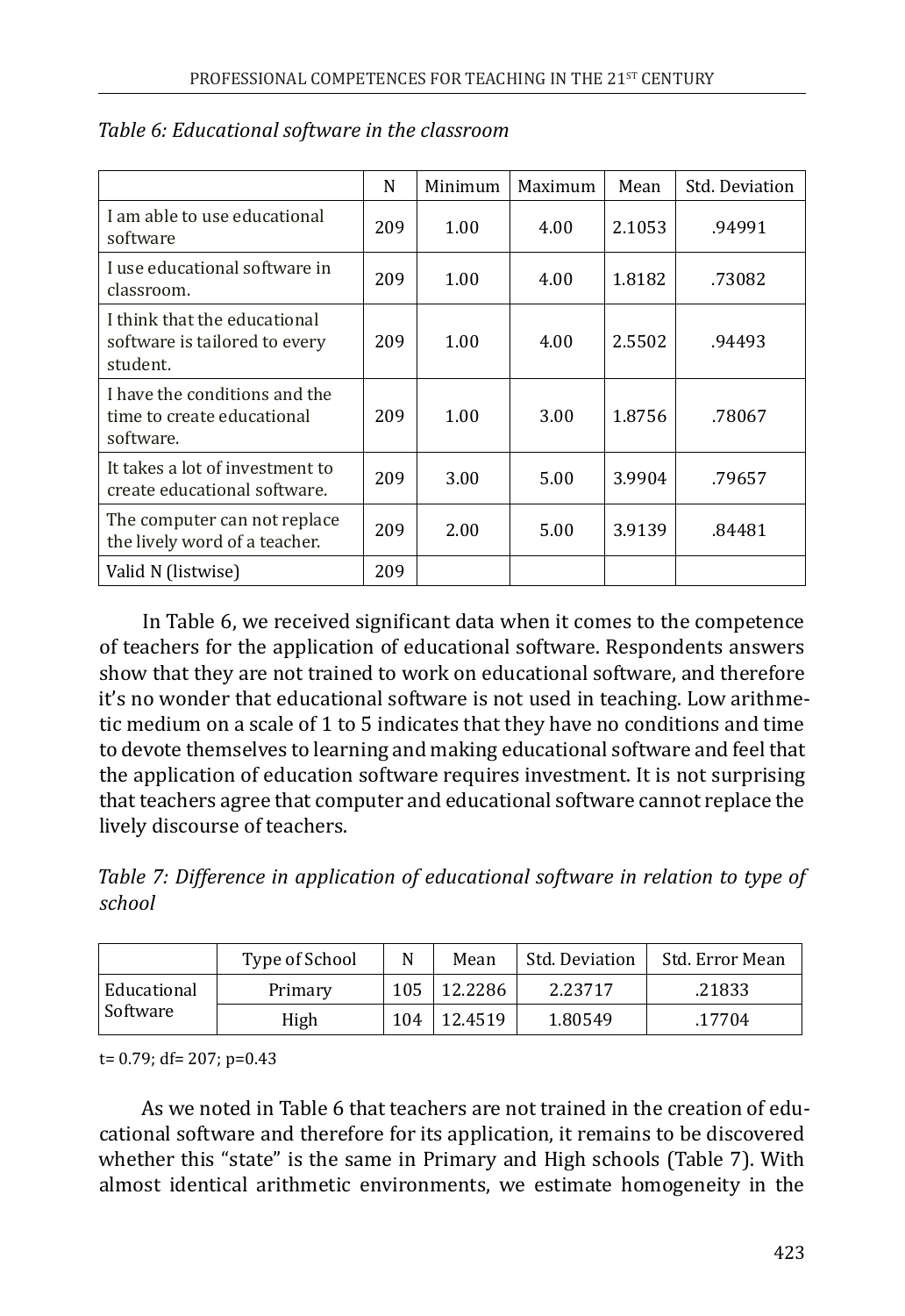*Table 6: Educational software in the classroom*

| | N | Minimum | Maximum | Mean | Std. Deviation |
|---|---|---|---|---|---|
| I am able to use educational software | 209 | 1.00 | 4.00 | 2.1053 | .94991 |
| I use educational software in classroom. | 209 | 1.00 | 4.00 | 1.8182 | .73082 |
| I think that the educational software is tailored to every student. | 209 | 1.00 | 4.00 | 2.5502 | .94493 |
| I have the conditions and the time to create educational software. | 209 | 1.00 | 3.00 | 1.8756 | .78067 |
| It takes a lot of investment to create educational software. | 209 | 3.00 | 5.00 | 3.9904 | .79657 |
| The computer can not replace the lively word of a teacher. | 209 | 2.00 | 5.00 | 3.9139 | .84481 |
| Valid N (listwise) | 209 | | | | |

In Table 6, we received significant data when it comes to the competence of teachers for the application of educational software. Respondents answers show that they are not trained to work on educational software, and therefore it's no wonder that educational software is not used in teaching. Low arithmetic medium on a scale of 1 to 5 indicates that they have no conditions and time to devote themselves to learning and making educational software and feel that the application of education software requires investment. It is not surprising that teachers agree that computer and educational software cannot replace the lively discourse of teachers.

*Table 7: Difference in application of educational software in relation to type of school*

| | Type of School | N | Mean | Std. Deviation | Std. Error Mean |
|---|---|---|---|---|---|
| Educational Software | Primary | 105 | 12.2286 | 2.23717 | .21833 |
| | High | 104 | 12.4519 | 1.80549 | .17704 |

$t= 0.79$; $df= 207$; $p=0.43$

As we noted in Table 6 that teachers are not trained in the creation of educational software and therefore for its application, it remains to be discovered whether this "state" is the same in Primary and High schools (Table 7). With almost identical arithmetic environments, we estimate homogeneity in the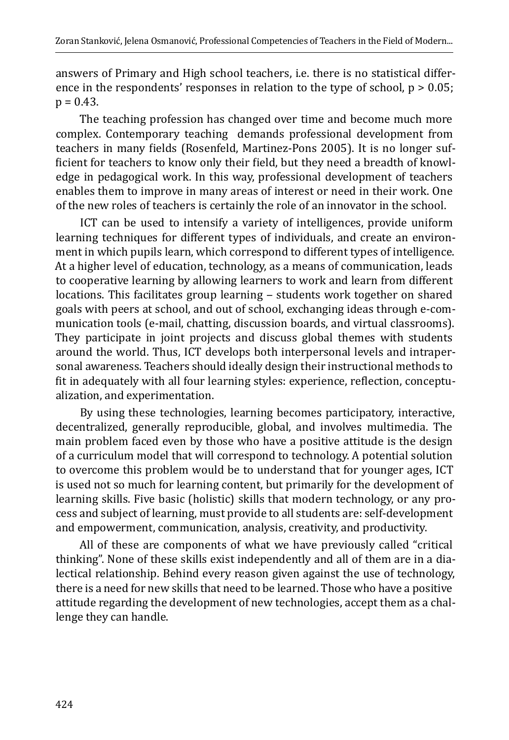answers of Primary and High school teachers, i.e. there is no statistical difference in the respondents' responses in relation to the type of school, $p > 0.05$; $p = 0.43$.

The teaching profession has changed over time and become much more complex. Contemporary teaching demands professional development from teachers in many fields (Rosenfeld, Martinez-Pons 2005). It is no longer sufficient for teachers to know only their field, but they need a breadth of knowledge in pedagogical work. In this way, professional development of teachers enables them to improve in many areas of interest or need in their work. One of the new roles of teachers is certainly the role of an innovator in the school.

ICT can be used to intensify a variety of intelligences, provide uniform learning techniques for different types of individuals, and create an environment in which pupils learn, which correspond to different types of intelligence. At a higher level of education, technology, as a means of communication, leads to cooperative learning by allowing learners to work and learn from different locations. This facilitates group learning – students work together on shared goals with peers at school, and out of school, exchanging ideas through e-communication tools (e-mail, chatting, discussion boards, and virtual classrooms). They participate in joint projects and discuss global themes with students around the world. Thus, ICT develops both interpersonal levels and intrapersonal awareness. Teachers should ideally design their instructional methods to fit in adequately with all four learning styles: experience, reflection, conceptualization, and experimentation.

By using these technologies, learning becomes participatory, interactive, decentralized, generally reproducible, global, and involves multimedia. The main problem faced even by those who have a positive attitude is the design of a curriculum model that will correspond to technology. A potential solution to overcome this problem would be to understand that for younger ages, ICT is used not so much for learning content, but primarily for the development of learning skills. Five basic (holistic) skills that modern technology, or any process and subject of learning, must provide to all students are: self-development and empowerment, communication, analysis, creativity, and productivity.

All of these are components of what we have previously called "critical thinking". None of these skills exist independently and all of them are in a dialectical relationship. Behind every reason given against the use of technology, there is a need for new skills that need to be learned. Those who have a positive attitude regarding the development of new technologies, accept them as a challenge they can handle.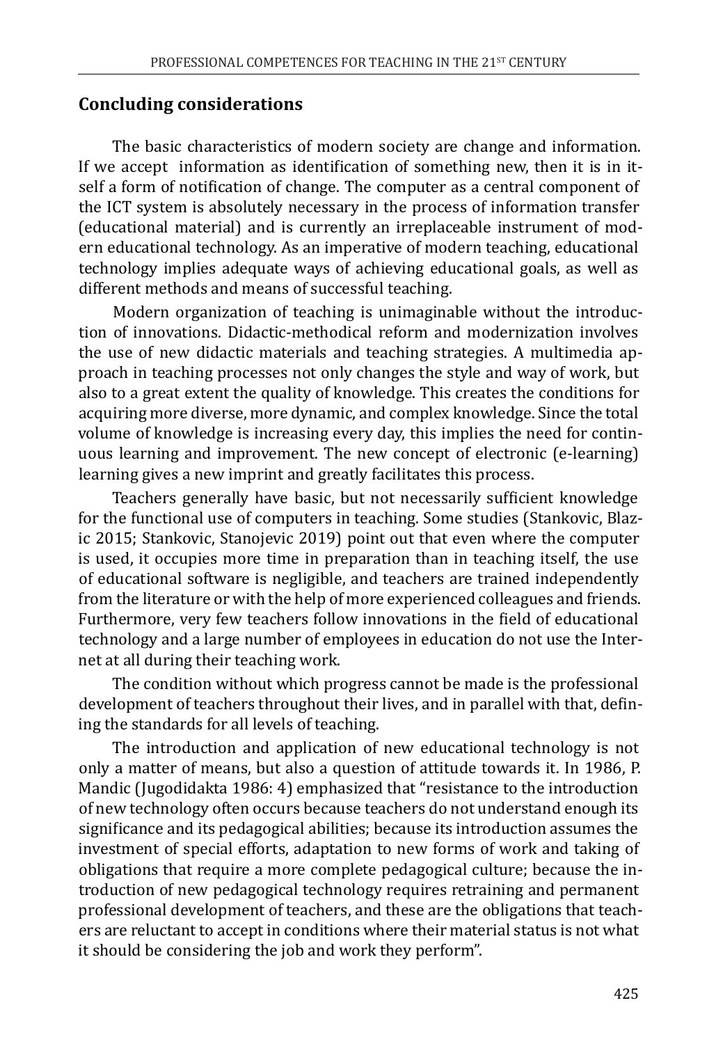## Concluding considerations

The basic characteristics of modern society are change and information. If we accept information as identification of something new, then it is in itself a form of notification of change. The computer as a central component of the ICT system is absolutely necessary in the process of information transfer (educational material) and is currently an irreplaceable instrument of modern educational technology. As an imperative of modern teaching, educational technology implies adequate ways of achieving educational goals, as well as different methods and means of successful teaching.

Modern organization of teaching is unimaginable without the introduction of innovations. Didactic-methodical reform and modernization involves the use of new didactic materials and teaching strategies. A multimedia approach in teaching processes not only changes the style and way of work, but also to a great extent the quality of knowledge. This creates the conditions for acquiring more diverse, more dynamic, and complex knowledge. Since the total volume of knowledge is increasing every day, this implies the need for continuous learning and improvement. The new concept of electronic (e-learning) learning gives a new imprint and greatly facilitates this process.

Teachers generally have basic, but not necessarily sufficient knowledge for the functional use of computers in teaching. Some studies (Stankovic, Blazic 2015; Stankovic, Stanojevic 2019) point out that even where the computer is used, it occupies more time in preparation than in teaching itself, the use of educational software is negligible, and teachers are trained independently from the literature or with the help of more experienced colleagues and friends. Furthermore, very few teachers follow innovations in the field of educational technology and a large number of employees in education do not use the Internet at all during their teaching work.

The condition without which progress cannot be made is the professional development of teachers throughout their lives, and in parallel with that, defining the standards for all levels of teaching.

The introduction and application of new educational technology is not only a matter of means, but also a question of attitude towards it. In 1986, P. Mandic (Jugodidakta 1986: 4) emphasized that "resistance to the introduction of new technology often occurs because teachers do not understand enough its significance and its pedagogical abilities; because its introduction assumes the investment of special efforts, adaptation to new forms of work and taking of obligations that require a more complete pedagogical culture; because the introduction of new pedagogical technology requires retraining and permanent professional development of teachers, and these are the obligations that teachers are reluctant to accept in conditions where their material status is not what it should be considering the job and work they perform".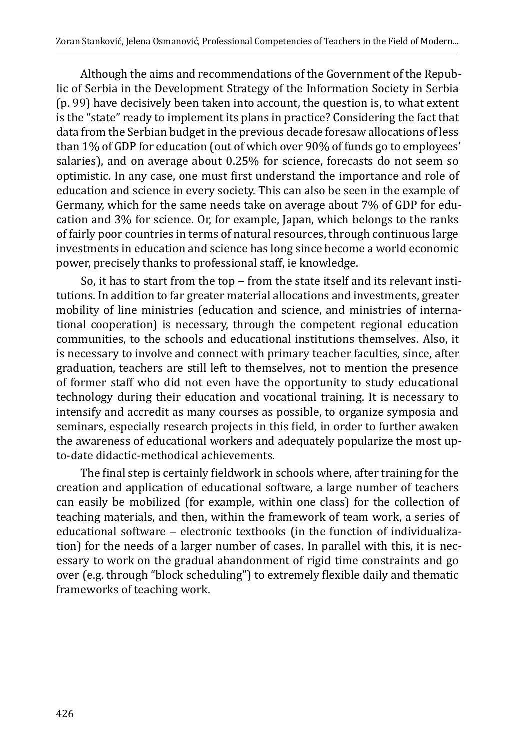Although the aims and recommendations of the Government of the Republic of Serbia in the Development Strategy of the Information Society in Serbia (p. 99) have decisively been taken into account, the question is, to what extent is the "state" ready to implement its plans in practice? Considering the fact that data from the Serbian budget in the previous decade foresaw allocations of less than 1% of GDP for education (out of which over 90% of funds go to employees' salaries), and on average about 0.25% for science, forecasts do not seem so optimistic. In any case, one must first understand the importance and role of education and science in every society. This can also be seen in the example of Germany, which for the same needs take on average about 7% of GDP for education and 3% for science. Or, for example, Japan, which belongs to the ranks of fairly poor countries in terms of natural resources, through continuous large investments in education and science has long since become a world economic power, precisely thanks to professional staff, ie knowledge.

So, it has to start from the top – from the state itself and its relevant institutions. In addition to far greater material allocations and investments, greater mobility of line ministries (education and science, and ministries of international cooperation) is necessary, through the competent regional education communities, to the schools and educational institutions themselves. Also, it is necessary to involve and connect with primary teacher faculties, since, after graduation, teachers are still left to themselves, not to mention the presence of former staff who did not even have the opportunity to study educational technology during their education and vocational training. It is necessary to intensify and accredit as many courses as possible, to organize symposia and seminars, especially research projects in this field, in order to further awaken the awareness of educational workers and adequately popularize the most up-to-date didactic-methodical achievements.

The final step is certainly fieldwork in schools where, after training for the creation and application of educational software, a large number of teachers can easily be mobilized (for example, within one class) for the collection of teaching materials, and then, within the framework of team work, a series of educational software – electronic textbooks (in the function of individualization) for the needs of a larger number of cases. In parallel with this, it is necessary to work on the gradual abandonment of rigid time constraints and go over (e.g. through "block scheduling") to extremely flexible daily and thematic frameworks of teaching work.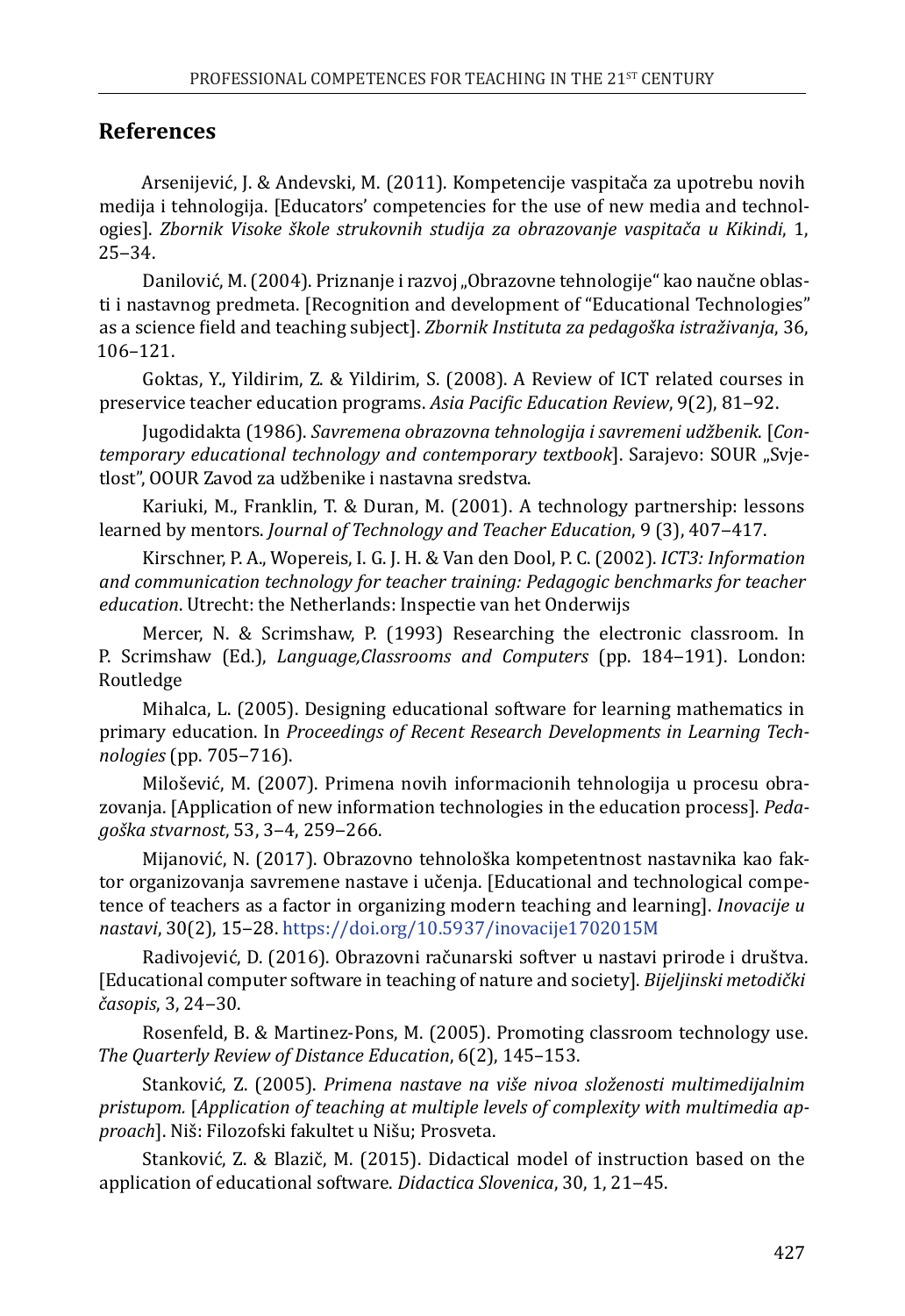## References

Arsenijević, J. & Andevski, M. (2011). Kompetencije vaspitača za upotrebu novih medija i tehnologija. [Educators' competencies for the use of new media and technologies]. *Zbornik Visoke škole strukovnih studija za obrazovanje vaspitača u Kikindi*, 1, 25–34.

Danilović, M. (2004). Priznanje i razvoj „Obrazovne tehnologije" kao naučne oblasti i nastavnog predmeta. [Recognition and development of "Educational Technologies" as a science field and teaching subject]. *Zbornik Instituta za pedagoška istraživanja*, 36, 106–121.

Goktas, Y., Yildirim, Z. & Yildirim, S. (2008). A Review of ICT related courses in preservice teacher education programs. *Asia Pacific Education Review*, 9(2), 81–92.

Jugodidakta (1986). *Savremena obrazovna tehnologija i savremeni udžbenik*. [*Contemporary educational technology and contemporary textbook*]. Sarajevo: SOUR „Svjetlost", OOUR Zavod za udžbenike i nastavna sredstva.

Kariuki, M., Franklin, T. & Duran, M. (2001). A technology partnership: lessons learned by mentors. *Journal of Technology and Teacher Education*, 9 (3), 407–417.

Kirschner, P. A., Wopereis, I. G. J. H. & Van den Dool, P. C. (2002). *ICT3: Information and communication technology for teacher training: Pedagogic benchmarks for teacher education*. Utrecht: the Netherlands: Inspectie van het Onderwijs

Mercer, N. & Scrimshaw, P. (1993) Researching the electronic classroom. In P. Scrimshaw (Ed.), *Language,Classrooms and Computers* (pp. 184–191). London: Routledge

Mihalca, L. (2005). Designing educational software for learning mathematics in primary education. In *Proceedings of Recent Research Developments in Learning Technologies* (pp. 705–716).

Milošević, M. (2007). Primena novih informacionih tehnologija u procesu obrazovanja. [Application of new information technologies in the education process]. *Pedagoška stvarnost*, 53, 3–4, 259–266.

Mijanović, N. (2017). Obrazovno tehnološka kompetentnost nastavnika kao faktor organizovanja savremene nastave i učenja. [Educational and technological competence of teachers as a factor in organizing modern teaching and learning]. *Inovacije u nastavi*, 30(2), 15–28. https://doi.org/10.5937/inovacije1702015M

Radivojević, D. (2016). Obrazovni računarski softver u nastavi prirode i društva. [Educational computer software in teaching of nature and society]. *Bijeljinski metodički časopis*, 3, 24–30.

Rosenfeld, B. & Martinez-Pons, M. (2005). Promoting classroom technology use. *The Quarterly Review of Distance Education*, 6(2), 145–153.

Stanković, Z. (2005). *Primena nastave na više nivoa složenosti multimedijalnim pristupom*. [*Application of teaching at multiple levels of complexity with multimedia approach*]. Niš: Filozofski fakultet u Nišu; Prosveta.

Stanković, Z. & Blazič, M. (2015). Didactical model of instruction based on the application of educational software. *Didactica Slovenica*, 30, 1, 21–45.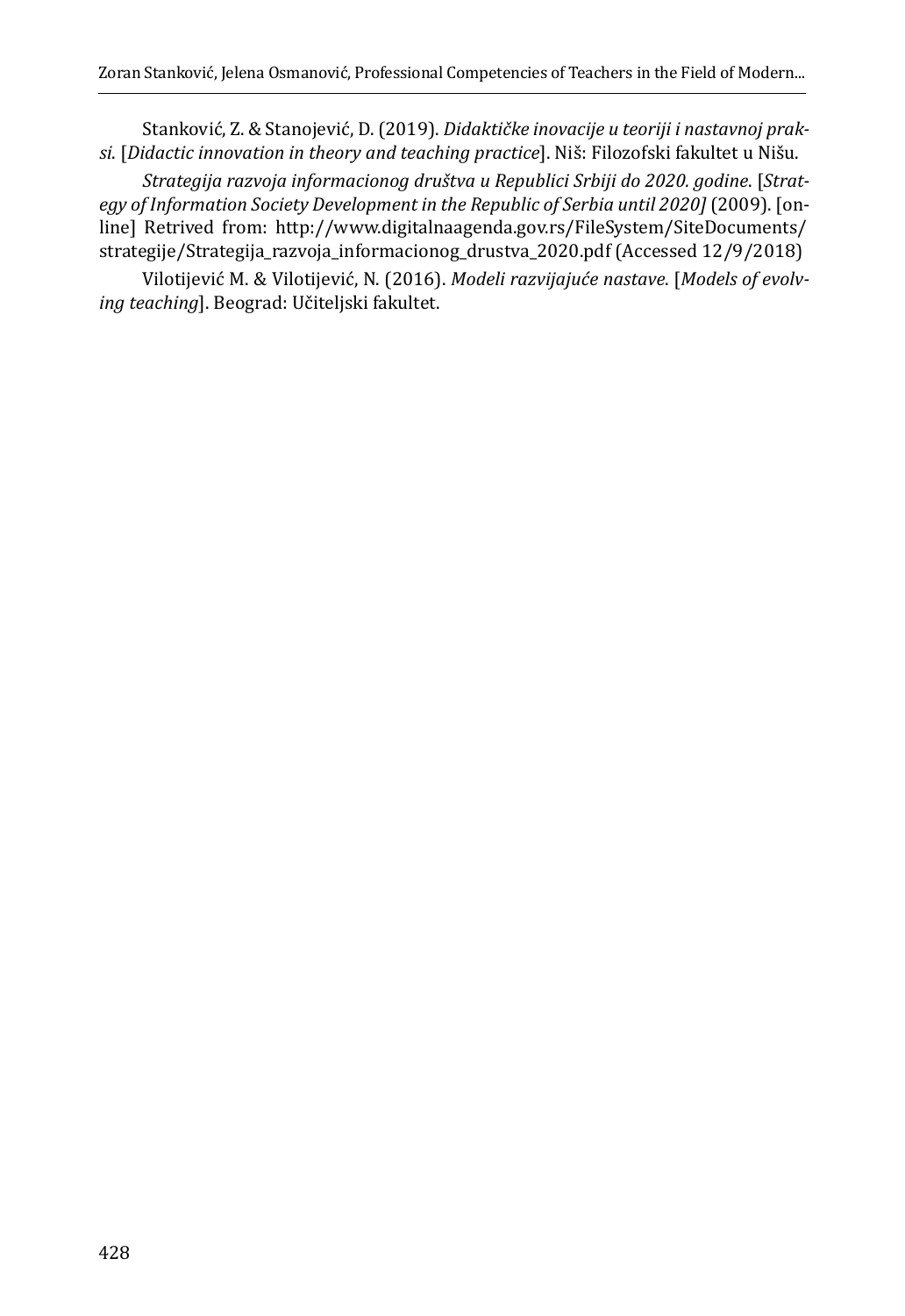Stanković, Z. & Stanojević, D. (2019). *Didaktičke inovacije u teoriji i nastavnoj praksi*. [*Didactic innovation in theory and teaching practice*]. Niš: Filozofski fakultet u Nišu.

*Strategija razvoja informacionog društva u Republici Srbiji do 2020. godine*. [*Strategy of Information Society Development in the Republic of Serbia until 2020]* (2009). [online] Retrived from: http://www.digitalnaagenda.gov.rs/FileSystem/SiteDocuments/strategije/Strategija_razvoja_informacionog_drustva_2020.pdf (Accessed 12/9/2018)

Vilotijević M. & Vilotijević, N. (2016). *Modeli razvijajuće nastave*. [*Models of evolving teaching*]. Beograd: Učiteljski fakultet.